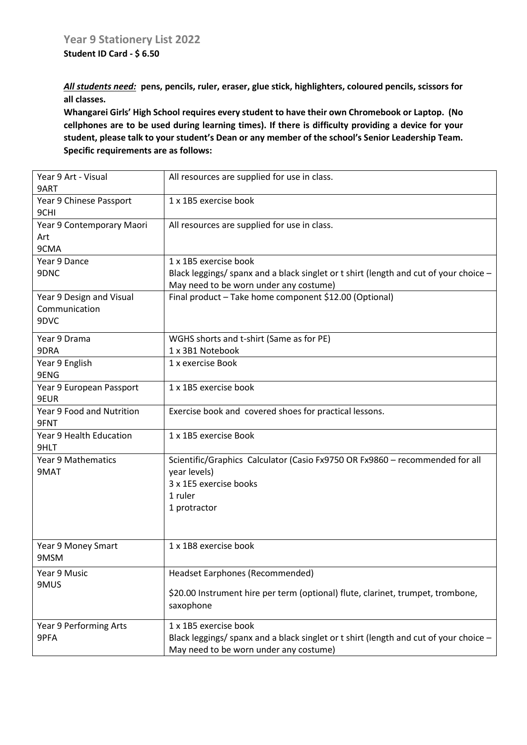## Year 9 Stationery List 2022

**Student ID Card - $ 6.50**

***All students need:*** **pens, pencils, ruler, eraser, glue stick, highlighters, coloured pencils, scissors for all classes.**

**Whangarei Girls' High School requires every student to have their own Chromebook or Laptop. (No cellphones are to be used during learning times). If there is difficulty providing a device for your student, please talk to your student's Dean or any member of the school's Senior Leadership Team. Specific requirements are as follows:**

| Subject | Requirements |
|---|---|
| Year 9 Art - Visual<br>9ART | All resources are supplied for use in class. |
| Year 9 Chinese Passport<br>9CHI | 1 x 1B5 exercise book |
| Year 9 Contemporary Maori Art<br>9CMA | All resources are supplied for use in class. |
| Year 9 Dance<br>9DNC | 1 x 1B5 exercise book<br>Black leggings/ spanx and a black singlet or t shirt (length and cut of your choice – May need to be worn under any costume) |
| Year 9 Design and Visual Communication<br>9DVC | Final product – Take home component $12.00 (Optional) |
| Year 9 Drama<br>9DRA | WGHS shorts and t-shirt (Same as for PE)<br>1 x 3B1 Notebook |
| Year 9 English<br>9ENG | 1 x exercise Book |
| Year 9 European Passport<br>9EUR | 1 x 1B5 exercise book |
| Year 9 Food and Nutrition<br>9FNT | Exercise book and covered shoes for practical lessons. |
| Year 9 Health Education<br>9HLT | 1 x 1B5 exercise Book |
| Year 9 Mathematics<br>9MAT | Scientific/Graphics Calculator (Casio Fx9750 OR Fx9860 – recommended for all year levels)<br>3 x 1E5 exercise books<br>1 ruler<br>1 protractor |
| Year 9 Money Smart<br>9MSM | 1 x 1B8 exercise book |
| Year 9 Music<br>9MUS | Headset Earphones (Recommended)<br>$20.00 Instrument hire per term (optional) flute, clarinet, trumpet, trombone, saxophone |
| Year 9 Performing Arts<br>9PFA | 1 x 1B5 exercise book<br>Black leggings/ spanx and a black singlet or t shirt (length and cut of your choice – May need to be worn under any costume) |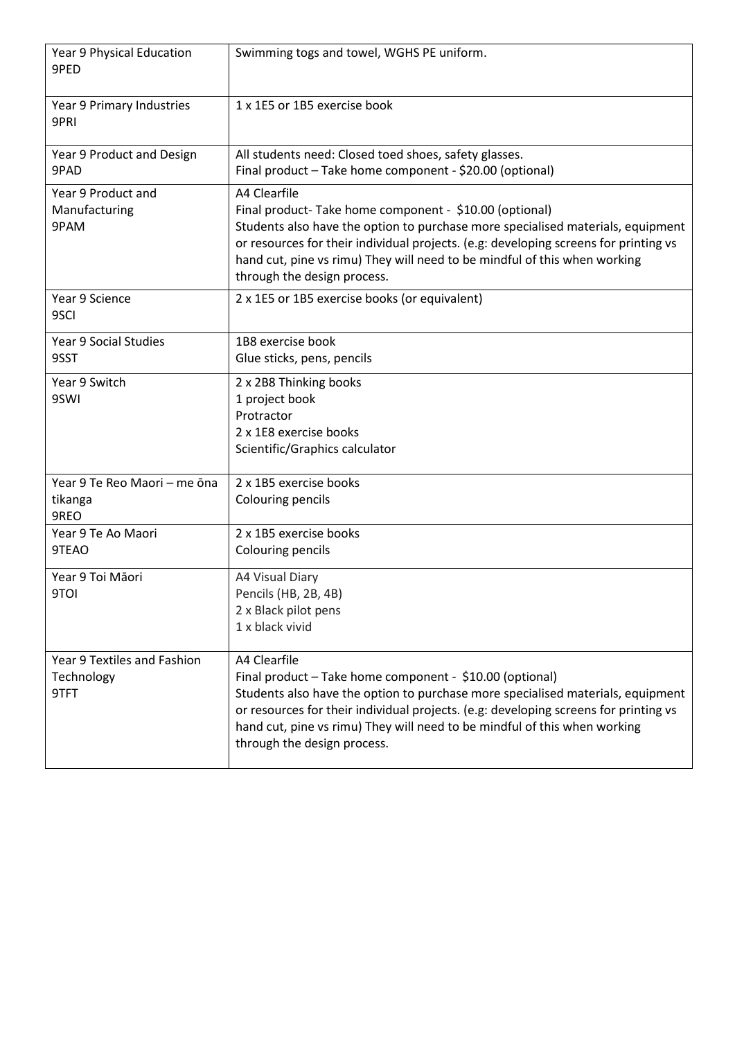| | |
|---|---|
| Year 9 Physical Education<br>9PED | Swimming togs and towel, WGHS PE uniform. |
| Year 9 Primary Industries<br>9PRI | 1 x 1E5 or 1B5 exercise book |
| Year 9 Product and Design<br>9PAD | All students need: Closed toed shoes, safety glasses.<br>Final product – Take home component - $20.00 (optional) |
| Year 9 Product and Manufacturing<br>9PAM | A4 Clearfile<br>Final product- Take home component - $10.00 (optional)<br>Students also have the option to purchase more specialised materials, equipment or resources for their individual projects. (e.g: developing screens for printing vs hand cut, pine vs rimu) They will need to be mindful of this when working through the design process. |
| Year 9 Science<br>9SCI | 2 x 1E5 or 1B5 exercise books (or equivalent) |
| Year 9 Social Studies<br>9SST | 1B8 exercise book<br>Glue sticks, pens, pencils |
| Year 9 Switch<br>9SWI | 2 x 2B8 Thinking books<br>1 project book<br>Protractor<br>2 x 1E8 exercise books<br>Scientific/Graphics calculator |
| Year 9 Te Reo Maori – me ōna tikanga<br>9REO | 2 x 1B5 exercise books<br>Colouring pencils |
| Year 9 Te Ao Maori<br>9TEAO | 2 x 1B5 exercise books<br>Colouring pencils |
| Year 9 Toi Māori<br>9TOI | A4 Visual Diary<br>Pencils (HB, 2B, 4B)<br>2 x Black pilot pens<br>1 x black vivid |
| Year 9 Textiles and Fashion Technology<br>9TFT | A4 Clearfile<br>Final product – Take home component - $10.00 (optional)<br>Students also have the option to purchase more specialised materials, equipment or resources for their individual projects. (e.g: developing screens for printing vs hand cut, pine vs rimu) They will need to be mindful of this when working through the design process. |